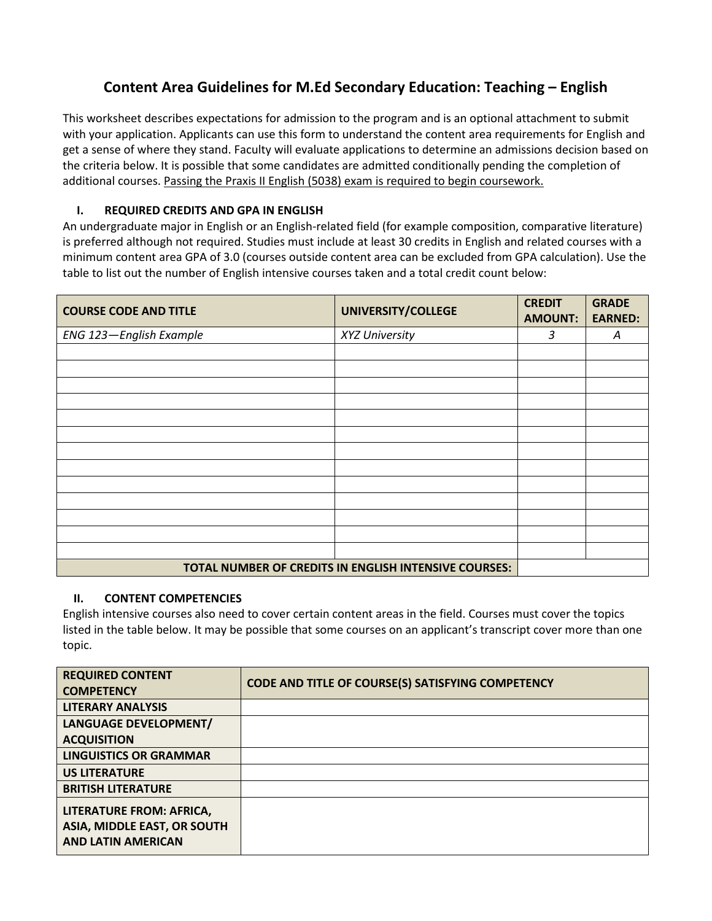# Content Area Guidelines for M.Ed Secondary Education: Teaching – English

This worksheet describes expectations for admission to the program and is an optional attachment to submit with your application. Applicants can use this form to understand the content area requirements for English and get a sense of where they stand. Faculty will evaluate applications to determine an admissions decision based on the criteria below. It is possible that some candidates are admitted conditionally pending the completion of additional courses. <u>Passing the Praxis II English (5038) exam is required to begin coursework.</u>

## I. REQUIRED CREDITS AND GPA IN ENGLISH

An undergraduate major in English or an English-related field (for example composition, comparative literature) is preferred although not required. Studies must include at least 30 credits in English and related courses with a minimum content area GPA of 3.0 (courses outside content area can be excluded from GPA calculation). Use the table to list out the number of English intensive courses taken and a total credit count below:

| COURSE CODE AND TITLE | UNIVERSITY/COLLEGE | CREDIT AMOUNT: | GRADE EARNED: |
|---|---|---|---|
| *ENG 123—English Example* | *XYZ University* | *3* | *A* |
| | | | |
| | | | |
| | | | |
| | | | |
| | | | |
| | | | |
| | | | |
| | | | |
| | | | |
| | | | |
| | | | |
| | | | |
| | | | |
| **TOTAL NUMBER OF CREDITS IN ENGLISH INTENSIVE COURSES:** | | | |

## II. CONTENT COMPETENCIES

English intensive courses also need to cover certain content areas in the field. Courses must cover the topics listed in the table below. It may be possible that some courses on an applicant's transcript cover more than one topic.

| REQUIRED CONTENT COMPETENCY | CODE AND TITLE OF COURSE(S) SATISFYING COMPETENCY |
|---|---|
| **LITERARY ANALYSIS** | |
| **LANGUAGE DEVELOPMENT/ ACQUISITION** | |
| **LINGUISTICS OR GRAMMAR** | |
| **US LITERATURE** | |
| **BRITISH LITERATURE** | |
| **LITERATURE FROM: AFRICA, ASIA, MIDDLE EAST, OR SOUTH AND LATIN AMERICAN** | |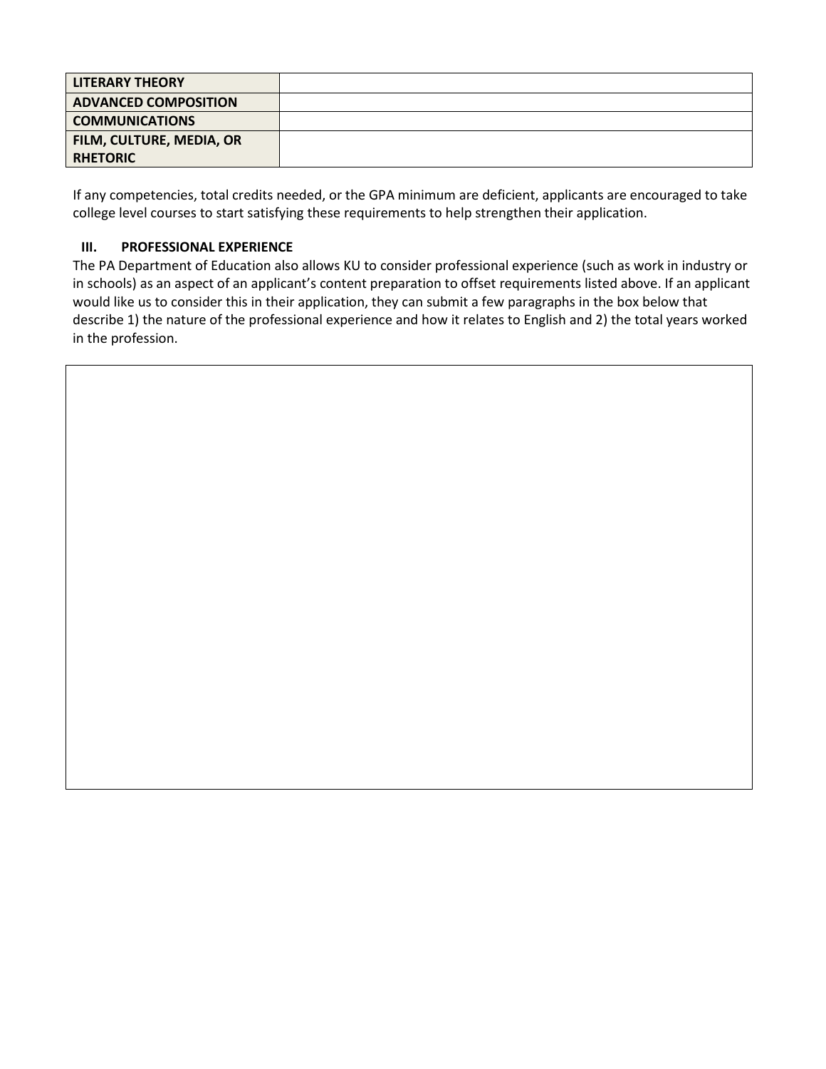| | |
|---|---|
| **LITERARY THEORY** | |
| **ADVANCED COMPOSITION** | |
| **COMMUNICATIONS** | |
| **FILM, CULTURE, MEDIA, OR RHETORIC** | |

If any competencies, total credits needed, or the GPA minimum are deficient, applicants are encouraged to take college level courses to start satisfying these requirements to help strengthen their application.

### III. PROFESSIONAL EXPERIENCE

The PA Department of Education also allows KU to consider professional experience (such as work in industry or in schools) as an aspect of an applicant's content preparation to offset requirements listed above. If an applicant would like us to consider this in their application, they can submit a few paragraphs in the box below that describe 1) the nature of the professional experience and how it relates to English and 2) the total years worked in the profession.

| |
|---|
| |